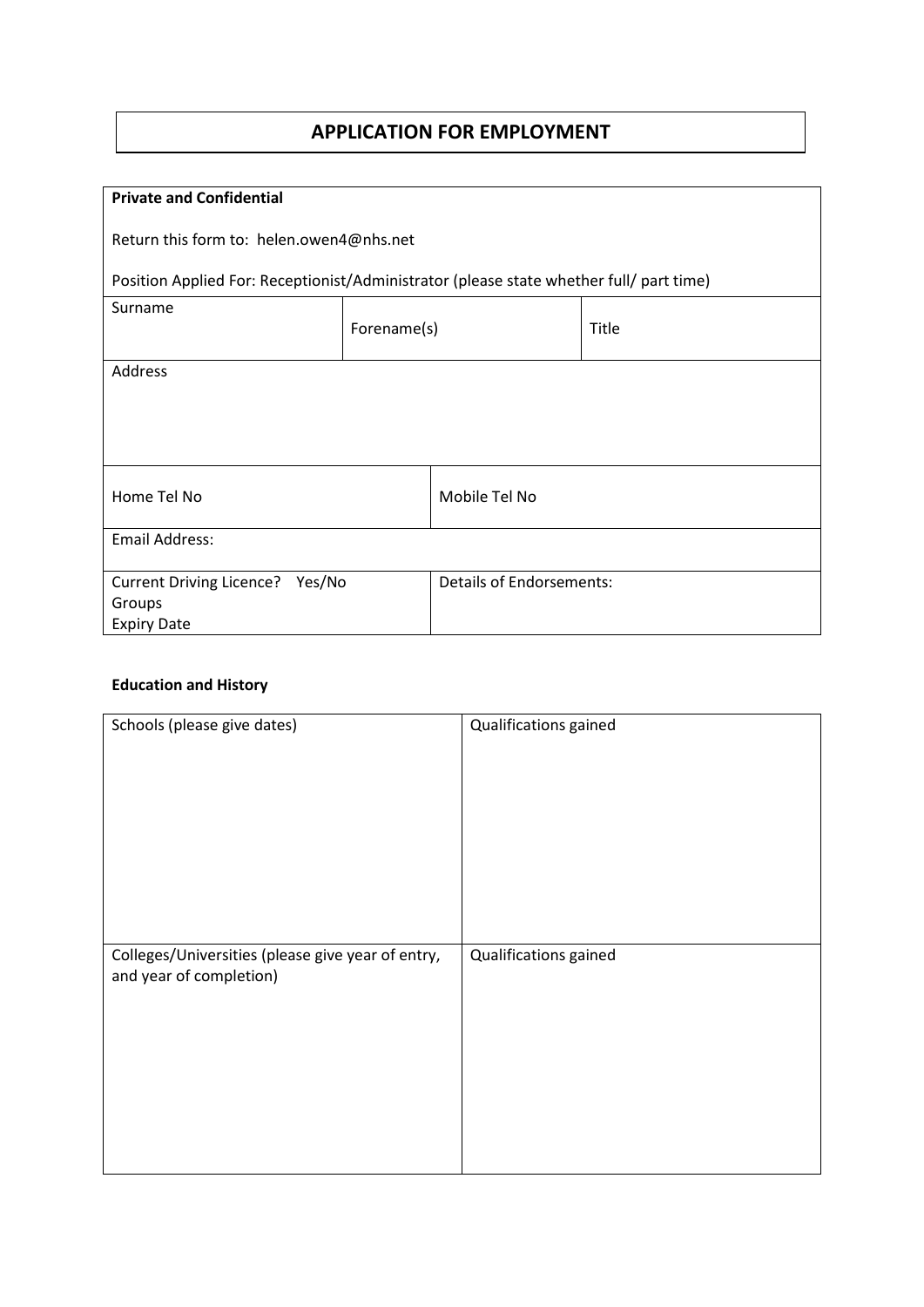# APPLICATION FOR EMPLOYMENT

**Private and Confidential**

Return this form to: helen.owen4@nhs.net

Position Applied For: Receptionist/Administrator (please state whether full/ part time)

| Surname | Forename(s) | Title |
|---|---|---|
| Address | | |
| Home Tel No | Mobile Tel No | |
| Email Address: | | |
| Current Driving Licence? Yes/No<br>Groups<br>Expiry Date | Details of Endorsements: | |

**Education and History**

| Schools (please give dates) | Qualifications gained |
|---|---|
| | |
| Colleges/Universities (please give year of entry, and year of completion) | Qualifications gained |
| | |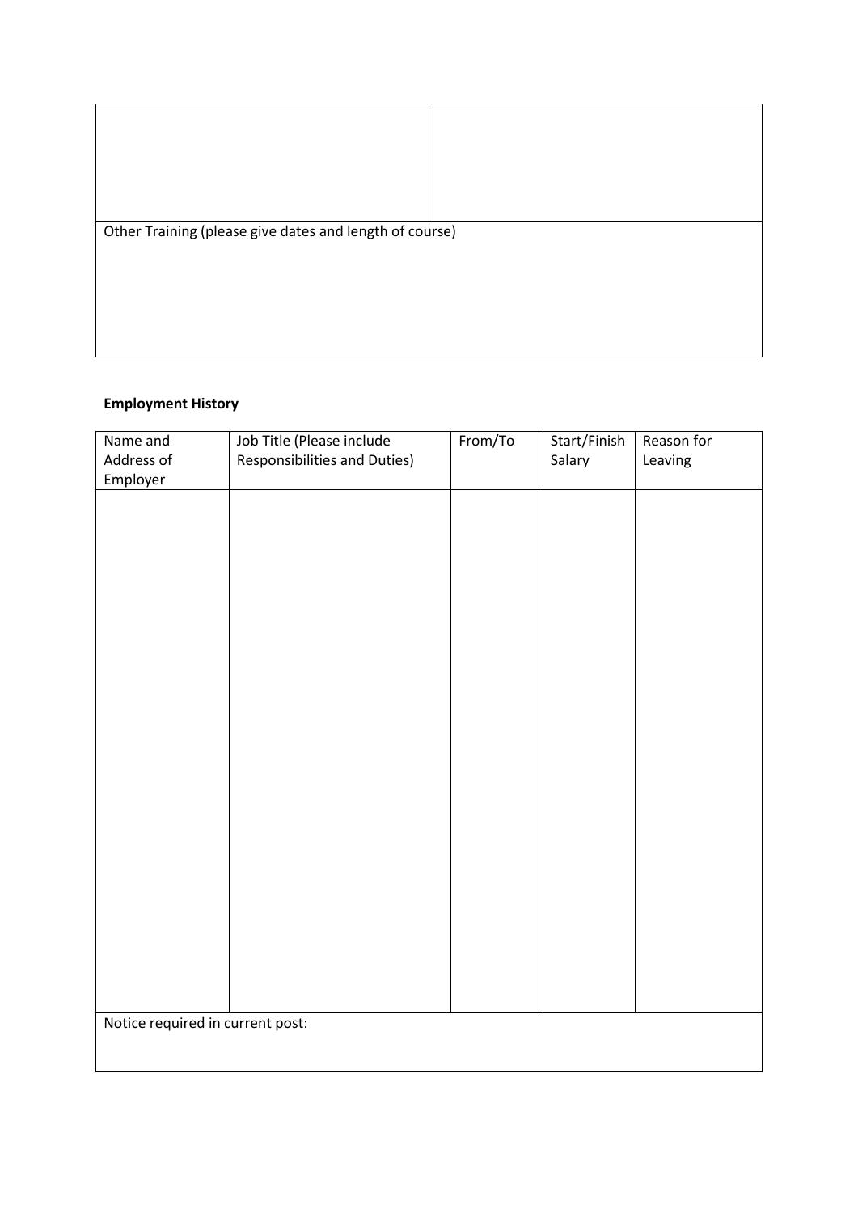| | |
|---|---|
| | |
| Other Training (please give dates and length of course) | |

**Employment History**

| Name and Address of Employer | Job Title (Please include Responsibilities and Duties) | From/To | Start/Finish Salary | Reason for Leaving |
|---|---|---|---|---|
| | | | | |
| Notice required in current post: | | | | |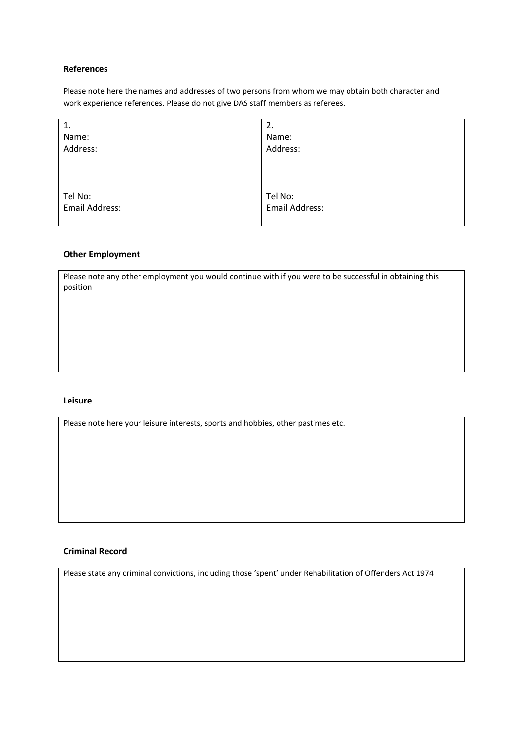**References**

Please note here the names and addresses of two persons from whom we may obtain both character and work experience references. Please do not give DAS staff members as referees.

| 1.<br>Name:<br>Address:<br><br><br><br>Tel No:<br>Email Address: | 2.<br>Name:<br>Address:<br><br><br><br>Tel No:<br>Email Address: |
|---|---|

**Other Employment**

| Please note any other employment you would continue with if you were to be successful in obtaining this position |
|---|

**Leisure**

| Please note here your leisure interests, sports and hobbies, other pastimes etc. |
|---|

**Criminal Record**

| Please state any criminal convictions, including those 'spent' under Rehabilitation of Offenders Act 1974 |
|---|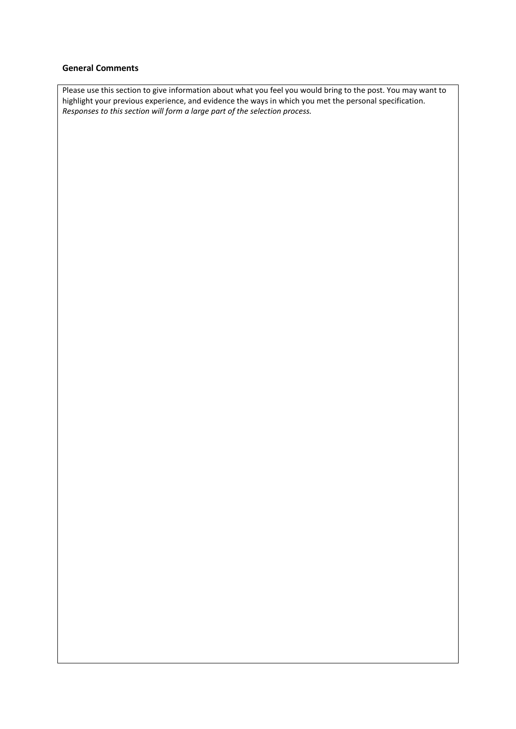### General Comments

Please use this section to give information about what you feel you would bring to the post. You may want to highlight your previous experience, and evidence the ways in which you met the personal specification.
*Responses to this section will form a large part of the selection process.*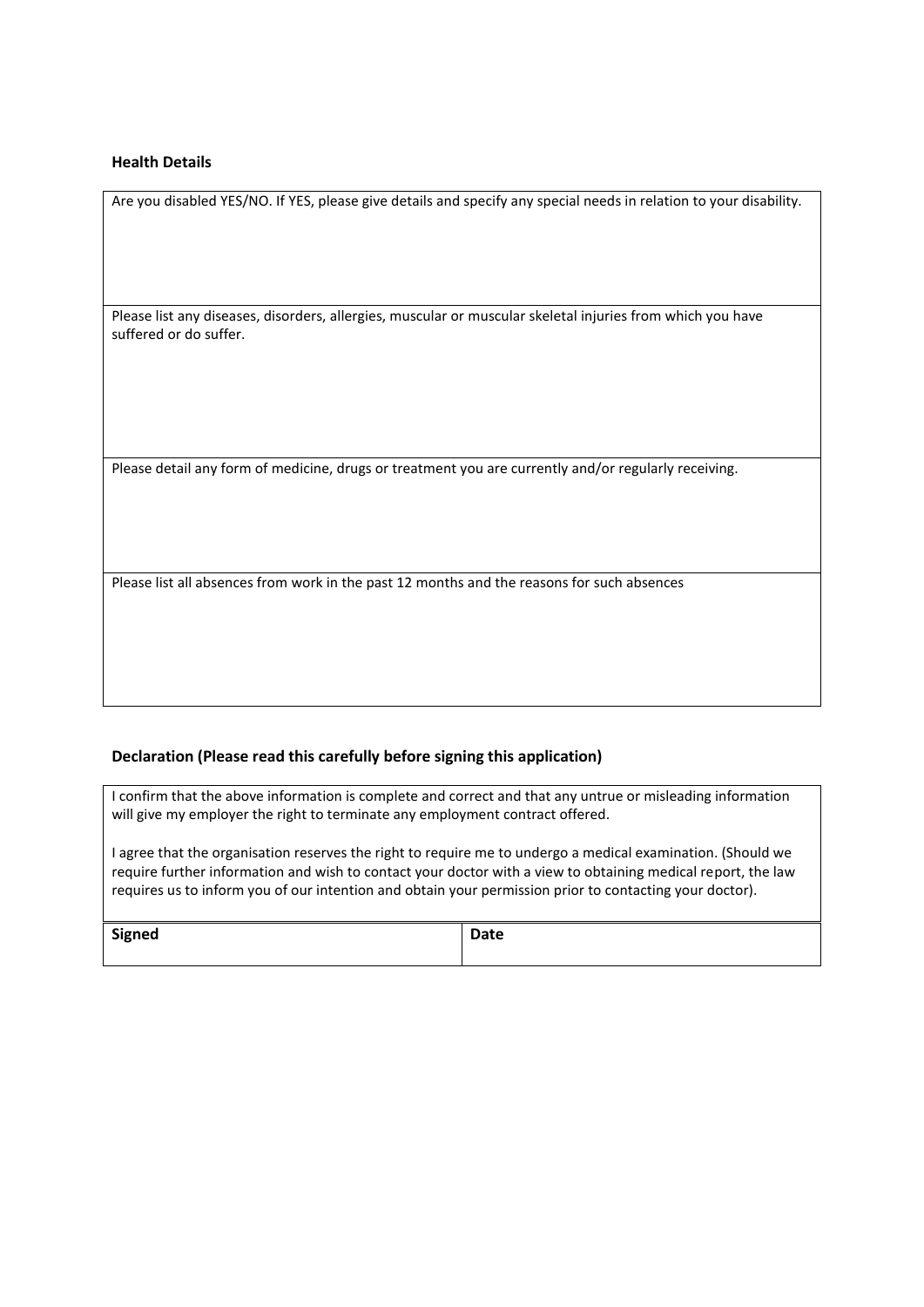### Health Details

| |
|---|
| Are you disabled YES/NO. If YES, please give details and specify any special needs in relation to your disability. |
| Please list any diseases, disorders, allergies, muscular or muscular skeletal injuries from which you have suffered or do suffer. |
| Please detail any form of medicine, drugs or treatment you are currently and/or regularly receiving. |
| Please list all absences from work in the past 12 months and the reasons for such absences |

### Declaration (Please read this carefully before signing this application)

I confirm that the above information is complete and correct and that any untrue or misleading information will give my employer the right to terminate any employment contract offered.

I agree that the organisation reserves the right to require me to undergo a medical examination. (Should we require further information and wish to contact your doctor with a view to obtaining medical report, the law requires us to inform you of our intention and obtain your permission prior to contacting your doctor).

| **Signed** | **Date** |
|---|---|